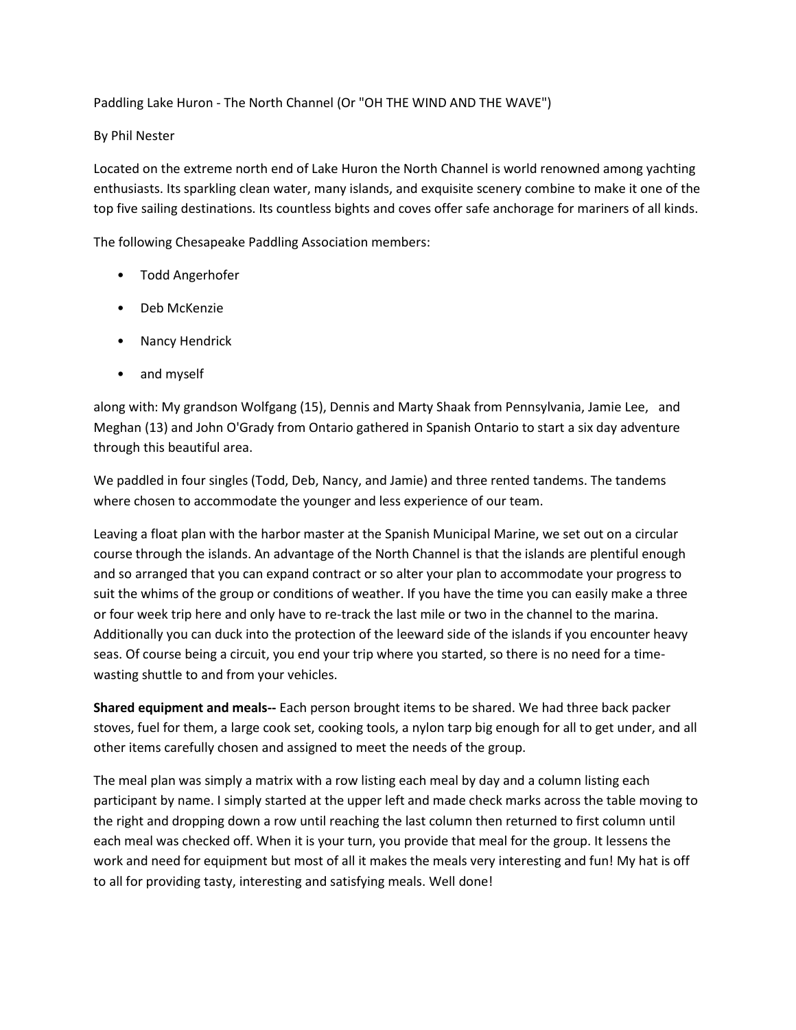Paddling Lake Huron - The North Channel (Or "OH THE WIND AND THE WAVE")

By Phil Nester

Located on the extreme north end of Lake Huron the North Channel is world renowned among yachting enthusiasts. Its sparkling clean water, many islands, and exquisite scenery combine to make it one of the top five sailing destinations. Its countless bights and coves offer safe anchorage for mariners of all kinds.

The following Chesapeake Paddling Association members:

- Todd Angerhofer
- Deb McKenzie
- Nancy Hendrick
- and myself

along with: My grandson Wolfgang (15), Dennis and Marty Shaak from Pennsylvania, Jamie Lee, and Meghan (13) and John O'Grady from Ontario gathered in Spanish Ontario to start a six day adventure through this beautiful area.

We paddled in four singles (Todd, Deb, Nancy, and Jamie) and three rented tandems. The tandems where chosen to accommodate the younger and less experience of our team.

Leaving a float plan with the harbor master at the Spanish Municipal Marine, we set out on a circular course through the islands. An advantage of the North Channel is that the islands are plentiful enough and so arranged that you can expand contract or so alter your plan to accommodate your progress to suit the whims of the group or conditions of weather. If you have the time you can easily make a three or four week trip here and only have to re-track the last mile or two in the channel to the marina. Additionally you can duck into the protection of the leeward side of the islands if you encounter heavy seas. Of course being a circuit, you end your trip where you started, so there is no need for a time-wasting shuttle to and from your vehicles.

**Shared equipment and meals--** Each person brought items to be shared. We had three back packer stoves, fuel for them, a large cook set, cooking tools, a nylon tarp big enough for all to get under, and all other items carefully chosen and assigned to meet the needs of the group.

The meal plan was simply a matrix with a row listing each meal by day and a column listing each participant by name. I simply started at the upper left and made check marks across the table moving to the right and dropping down a row until reaching the last column then returned to first column until each meal was checked off. When it is your turn, you provide that meal for the group. It lessens the work and need for equipment but most of all it makes the meals very interesting and fun! My hat is off to all for providing tasty, interesting and satisfying meals. Well done!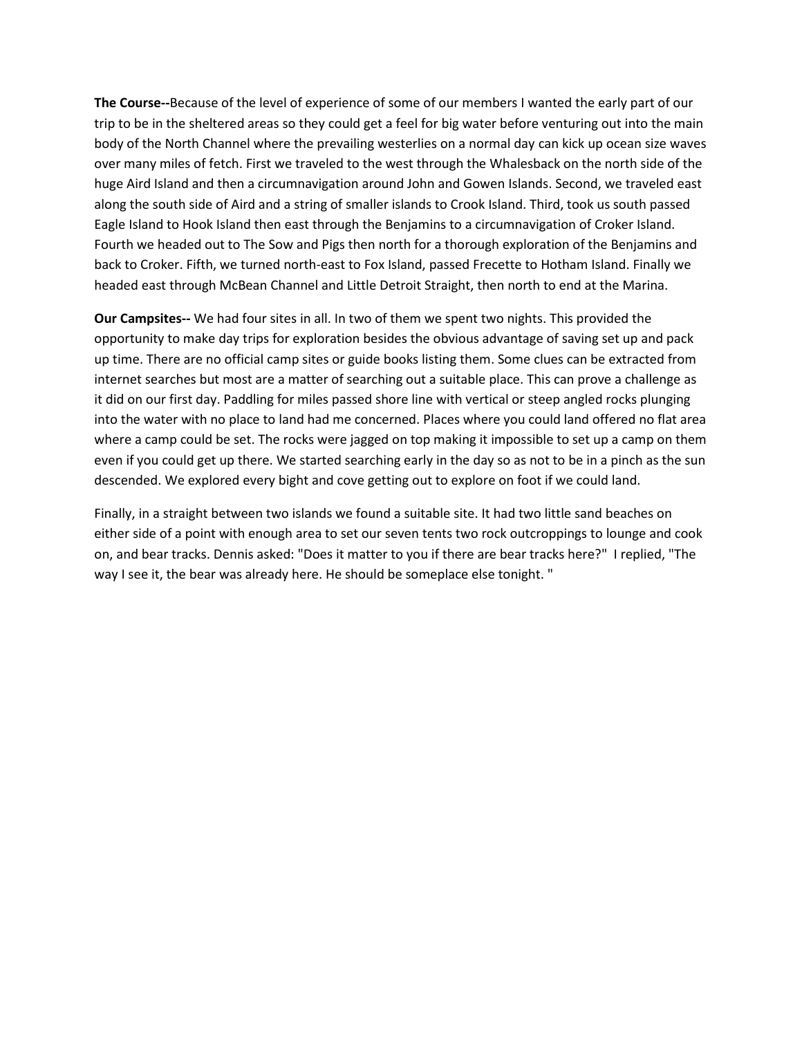**The Course--**Because of the level of experience of some of our members I wanted the early part of our trip to be in the sheltered areas so they could get a feel for big water before venturing out into the main body of the North Channel where the prevailing westerlies on a normal day can kick up ocean size waves over many miles of fetch. First we traveled to the west through the Whalesback on the north side of the huge Aird Island and then a circumnavigation around John and Gowen Islands. Second, we traveled east along the south side of Aird and a string of smaller islands to Crook Island. Third, took us south passed Eagle Island to Hook Island then east through the Benjamins to a circumnavigation of Croker Island. Fourth we headed out to The Sow and Pigs then north for a thorough exploration of the Benjamins and back to Croker. Fifth, we turned north-east to Fox Island, passed Frecette to Hotham Island. Finally we headed east through McBean Channel and Little Detroit Straight, then north to end at the Marina.

**Our Campsites--** We had four sites in all. In two of them we spent two nights. This provided the opportunity to make day trips for exploration besides the obvious advantage of saving set up and pack up time. There are no official camp sites or guide books listing them. Some clues can be extracted from internet searches but most are a matter of searching out a suitable place. This can prove a challenge as it did on our first day. Paddling for miles passed shore line with vertical or steep angled rocks plunging into the water with no place to land had me concerned. Places where you could land offered no flat area where a camp could be set. The rocks were jagged on top making it impossible to set up a camp on them even if you could get up there. We started searching early in the day so as not to be in a pinch as the sun descended. We explored every bight and cove getting out to explore on foot if we could land.

Finally, in a straight between two islands we found a suitable site. It had two little sand beaches on either side of a point with enough area to set our seven tents two rock outcroppings to lounge and cook on, and bear tracks. Dennis asked: "Does it matter to you if there are bear tracks here?" I replied, "The way I see it, the bear was already here. He should be someplace else tonight. "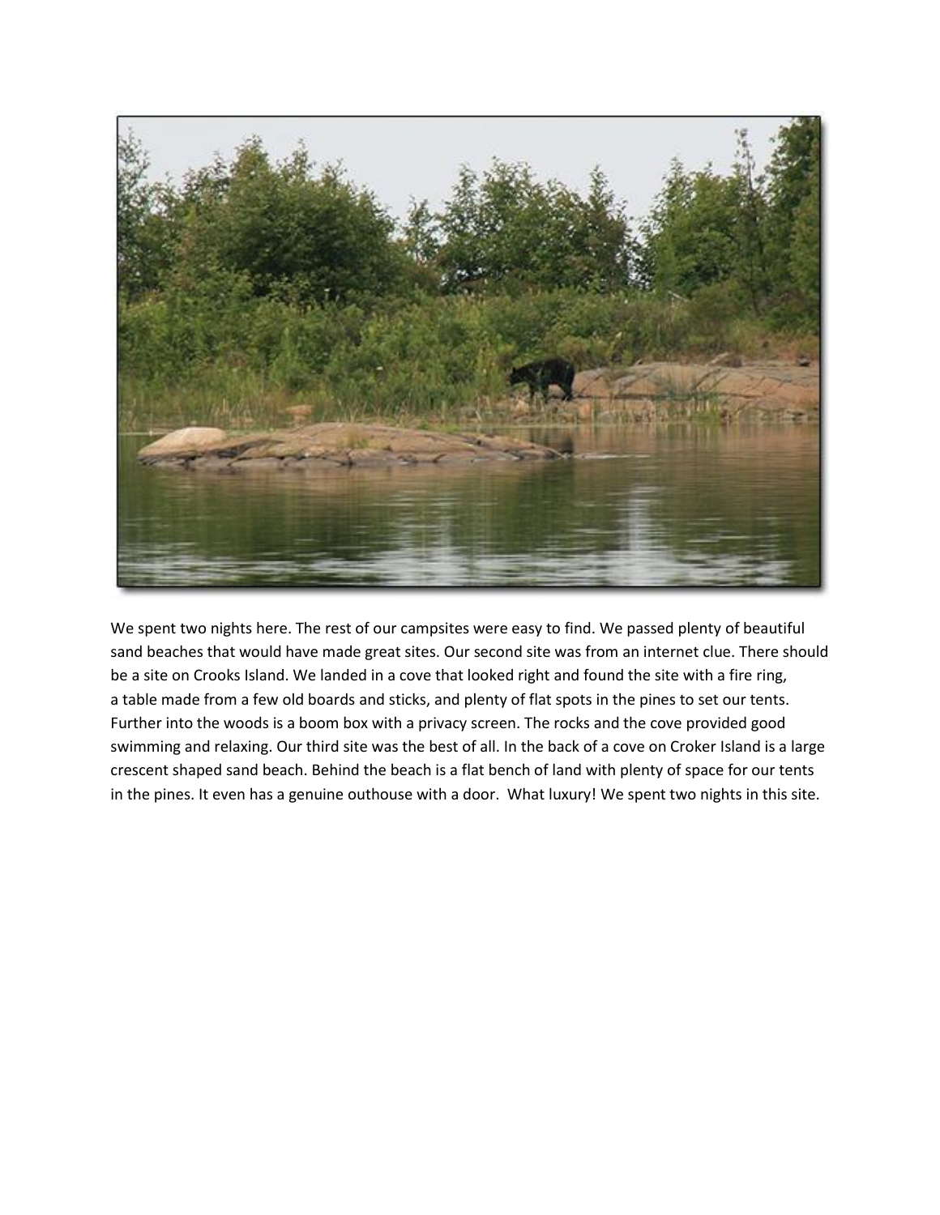We spent two nights here. The rest of our campsites were easy to find. We passed plenty of beautiful sand beaches that would have made great sites. Our second site was from an internet clue. There should be a site on Crooks Island. We landed in a cove that looked right and found the site with a fire ring, a table made from a few old boards and sticks, and plenty of flat spots in the pines to set our tents. Further into the woods is a boom box with a privacy screen. The rocks and the cove provided good swimming and relaxing. Our third site was the best of all. In the back of a cove on Croker Island is a large crescent shaped sand beach. Behind the beach is a flat bench of land with plenty of space for our tents in the pines. It even has a genuine outhouse with a door. What luxury! We spent two nights in this site.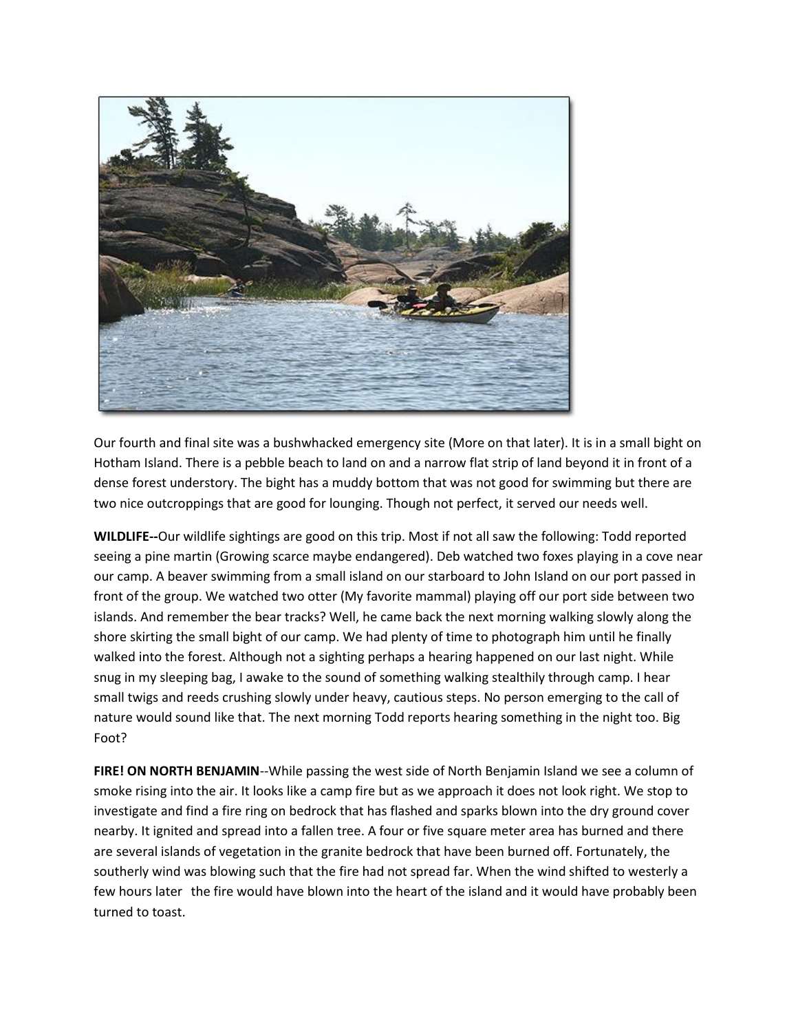Our fourth and final site was a bushwhacked emergency site (More on that later). It is in a small bight on Hotham Island. There is a pebble beach to land on and a narrow flat strip of land beyond it in front of a dense forest understory. The bight has a muddy bottom that was not good for swimming but there are two nice outcroppings that are good for lounging. Though not perfect, it served our needs well.

**WILDLIFE--**Our wildlife sightings are good on this trip. Most if not all saw the following: Todd reported seeing a pine martin (Growing scarce maybe endangered). Deb watched two foxes playing in a cove near our camp. A beaver swimming from a small island on our starboard to John Island on our port passed in front of the group. We watched two otter (My favorite mammal) playing off our port side between two islands. And remember the bear tracks? Well, he came back the next morning walking slowly along the shore skirting the small bight of our camp. We had plenty of time to photograph him until he finally walked into the forest. Although not a sighting perhaps a hearing happened on our last night. While snug in my sleeping bag, I awake to the sound of something walking stealthily through camp. I hear small twigs and reeds crushing slowly under heavy, cautious steps. No person emerging to the call of nature would sound like that. The next morning Todd reports hearing something in the night too. Big Foot?

**FIRE! ON NORTH BENJAMIN**--While passing the west side of North Benjamin Island we see a column of smoke rising into the air. It looks like a camp fire but as we approach it does not look right. We stop to investigate and find a fire ring on bedrock that has flashed and sparks blown into the dry ground cover nearby. It ignited and spread into a fallen tree. A four or five square meter area has burned and there are several islands of vegetation in the granite bedrock that have been burned off. Fortunately, the southerly wind was blowing such that the fire had not spread far. When the wind shifted to westerly a few hours later the fire would have blown into the heart of the island and it would have probably been turned to toast.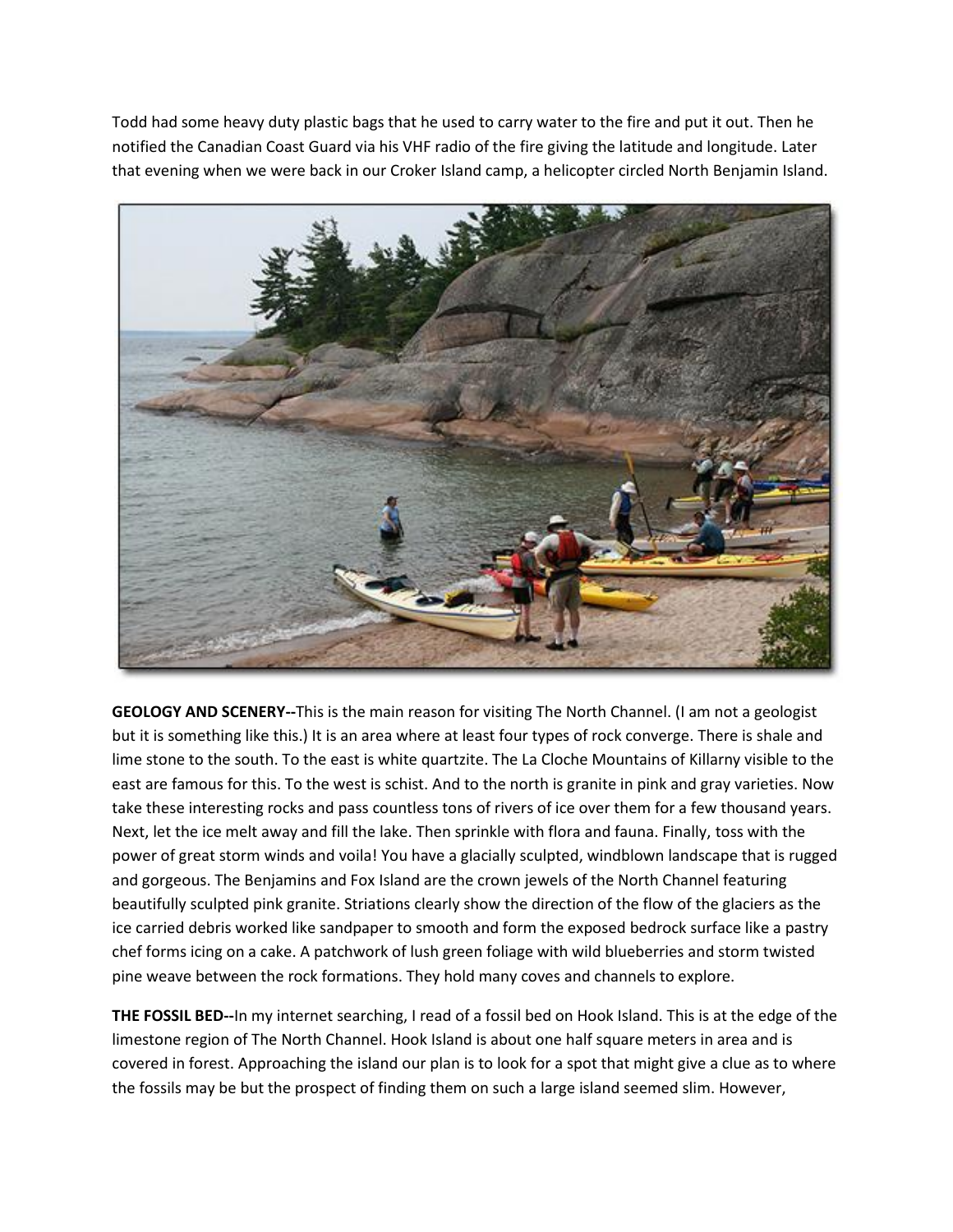Todd had some heavy duty plastic bags that he used to carry water to the fire and put it out. Then he notified the Canadian Coast Guard via his VHF radio of the fire giving the latitude and longitude. Later that evening when we were back in our Croker Island camp, a helicopter circled North Benjamin Island.

**GEOLOGY AND SCENERY--**This is the main reason for visiting The North Channel. (I am not a geologist but it is something like this.) It is an area where at least four types of rock converge. There is shale and lime stone to the south. To the east is white quartzite. The La Cloche Mountains of Killarny visible to the east are famous for this. To the west is schist. And to the north is granite in pink and gray varieties. Now take these interesting rocks and pass countless tons of rivers of ice over them for a few thousand years. Next, let the ice melt away and fill the lake. Then sprinkle with flora and fauna. Finally, toss with the power of great storm winds and voila! You have a glacially sculpted, windblown landscape that is rugged and gorgeous. The Benjamins and Fox Island are the crown jewels of the North Channel featuring beautifully sculpted pink granite. Striations clearly show the direction of the flow of the glaciers as the ice carried debris worked like sandpaper to smooth and form the exposed bedrock surface like a pastry chef forms icing on a cake. A patchwork of lush green foliage with wild blueberries and storm twisted pine weave between the rock formations. They hold many coves and channels to explore.

**THE FOSSIL BED--**In my internet searching, I read of a fossil bed on Hook Island. This is at the edge of the limestone region of The North Channel. Hook Island is about one half square meters in area and is covered in forest. Approaching the island our plan is to look for a spot that might give a clue as to where the fossils may be but the prospect of finding them on such a large island seemed slim. However,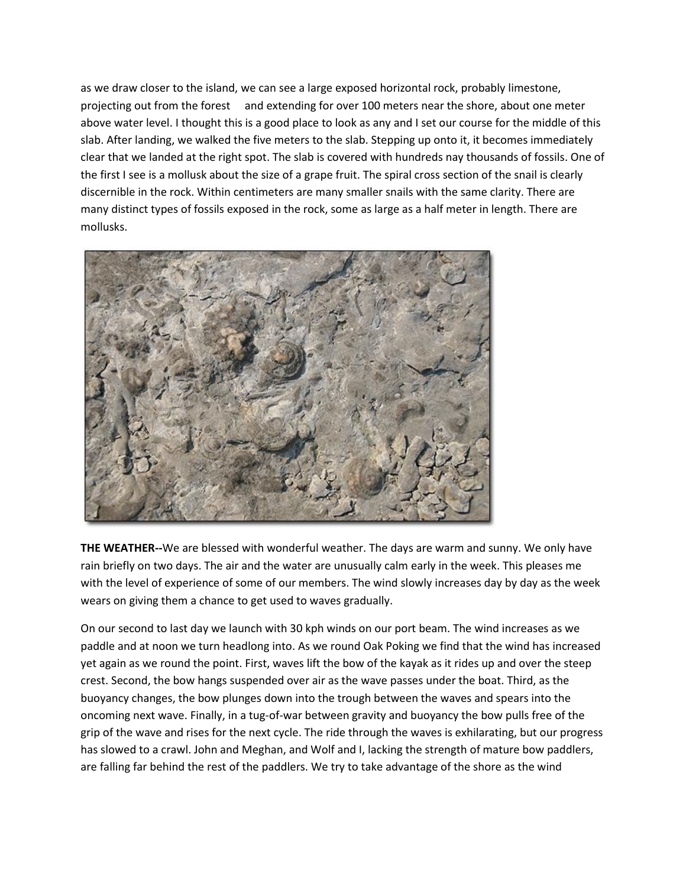as we draw closer to the island, we can see a large exposed horizontal rock, probably limestone, projecting out from the forest and extending for over 100 meters near the shore, about one meter above water level. I thought this is a good place to look as any and I set our course for the middle of this slab. After landing, we walked the five meters to the slab. Stepping up onto it, it becomes immediately clear that we landed at the right spot. The slab is covered with hundreds nay thousands of fossils. One of the first I see is a mollusk about the size of a grape fruit. The spiral cross section of the snail is clearly discernible in the rock. Within centimeters are many smaller snails with the same clarity. There are many distinct types of fossils exposed in the rock, some as large as a half meter in length. There are mollusks.

**THE WEATHER--**We are blessed with wonderful weather. The days are warm and sunny. We only have rain briefly on two days. The air and the water are unusually calm early in the week. This pleases me with the level of experience of some of our members. The wind slowly increases day by day as the week wears on giving them a chance to get used to waves gradually.

On our second to last day we launch with 30 kph winds on our port beam. The wind increases as we paddle and at noon we turn headlong into. As we round Oak Poking we find that the wind has increased yet again as we round the point. First, waves lift the bow of the kayak as it rides up and over the steep crest. Second, the bow hangs suspended over air as the wave passes under the boat. Third, as the buoyancy changes, the bow plunges down into the trough between the waves and spears into the oncoming next wave. Finally, in a tug-of-war between gravity and buoyancy the bow pulls free of the grip of the wave and rises for the next cycle. The ride through the waves is exhilarating, but our progress has slowed to a crawl. John and Meghan, and Wolf and I, lacking the strength of mature bow paddlers, are falling far behind the rest of the paddlers. We try to take advantage of the shore as the wind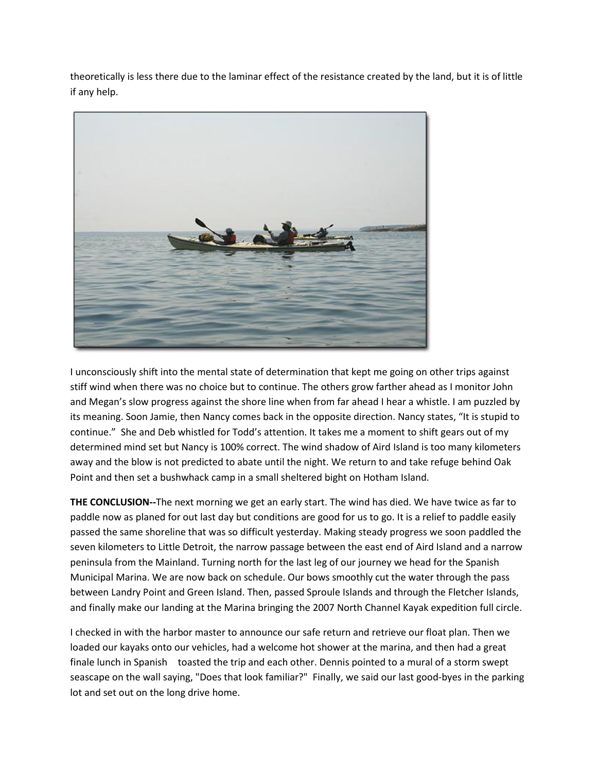theoretically is less there due to the laminar effect of the resistance created by the land, but it is of little if any help.

I unconsciously shift into the mental state of determination that kept me going on other trips against stiff wind when there was no choice but to continue. The others grow farther ahead as I monitor John and Megan's slow progress against the shore line when from far ahead I hear a whistle. I am puzzled by its meaning. Soon Jamie, then Nancy comes back in the opposite direction. Nancy states, "It is stupid to continue." She and Deb whistled for Todd's attention. It takes me a moment to shift gears out of my determined mind set but Nancy is 100% correct. The wind shadow of Aird Island is too many kilometers away and the blow is not predicted to abate until the night. We return to and take refuge behind Oak Point and then set a bushwhack camp in a small sheltered bight on Hotham Island.

**THE CONCLUSION--**The next morning we get an early start. The wind has died. We have twice as far to paddle now as planed for out last day but conditions are good for us to go. It is a relief to paddle easily passed the same shoreline that was so difficult yesterday. Making steady progress we soon paddled the seven kilometers to Little Detroit, the narrow passage between the east end of Aird Island and a narrow peninsula from the Mainland. Turning north for the last leg of our journey we head for the Spanish Municipal Marina. We are now back on schedule. Our bows smoothly cut the water through the pass between Landry Point and Green Island. Then, passed Sproule Islands and through the Fletcher Islands, and finally make our landing at the Marina bringing the 2007 North Channel Kayak expedition full circle.

I checked in with the harbor master to announce our safe return and retrieve our float plan. Then we loaded our kayaks onto our vehicles, had a welcome hot shower at the marina, and then had a great finale lunch in Spanish toasted the trip and each other. Dennis pointed to a mural of a storm swept seascape on the wall saying, "Does that look familiar?" Finally, we said our last good-byes in the parking lot and set out on the long drive home.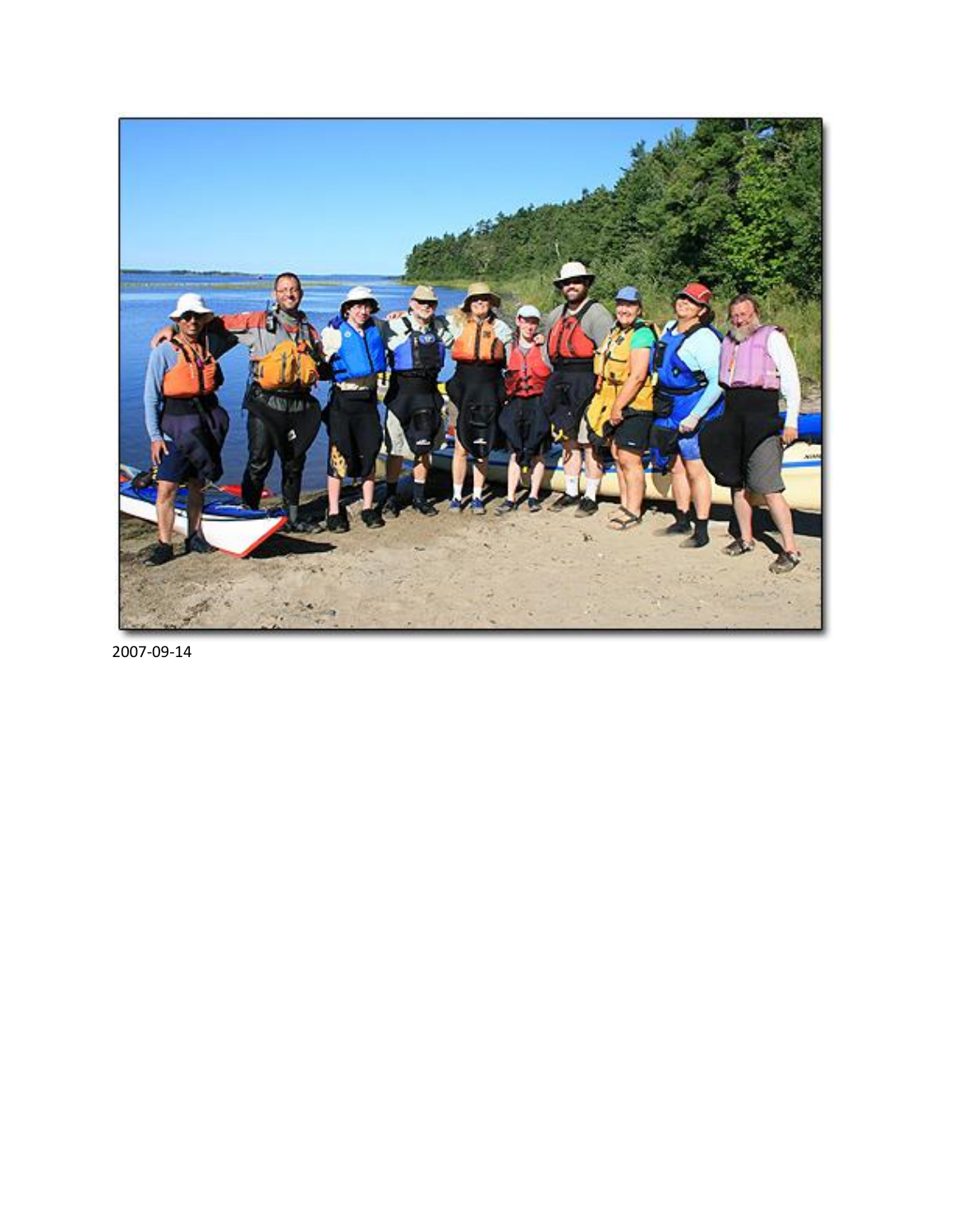2007-09-14